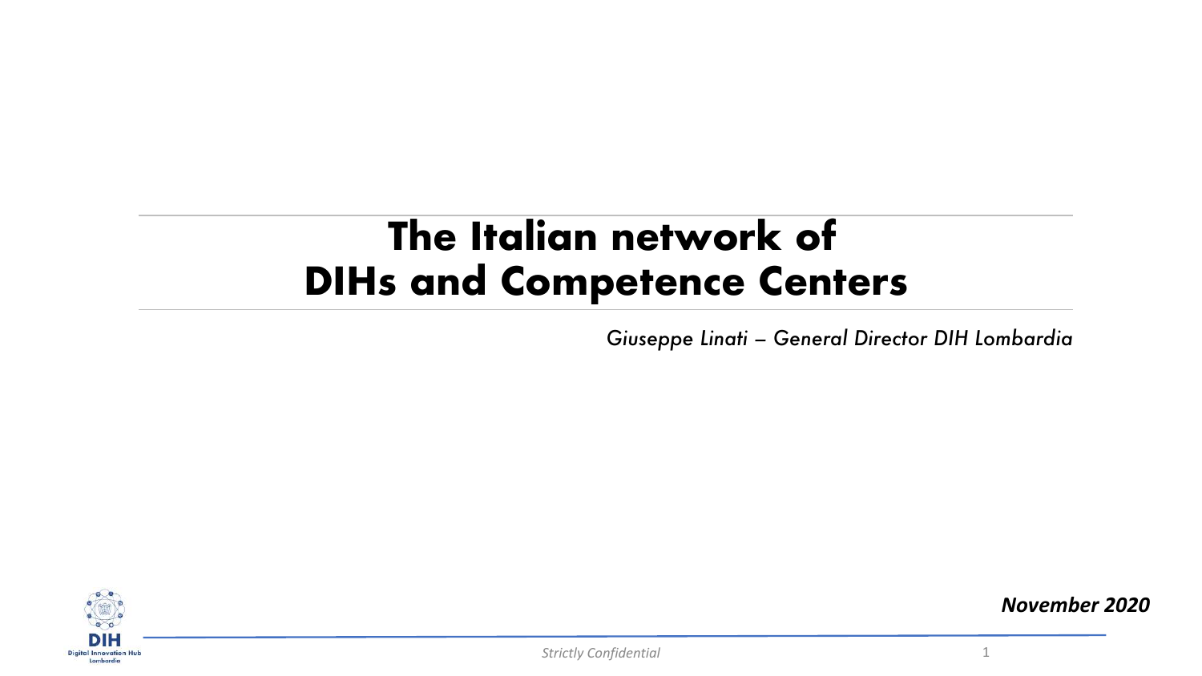# The Italian network of DIHs and Competence Centers

*Giuseppe Linati – General Director DIH Lombardia*

DIH
Digital Innovation Hub
Lombardia

***November 2020***

*Strictly Confidential*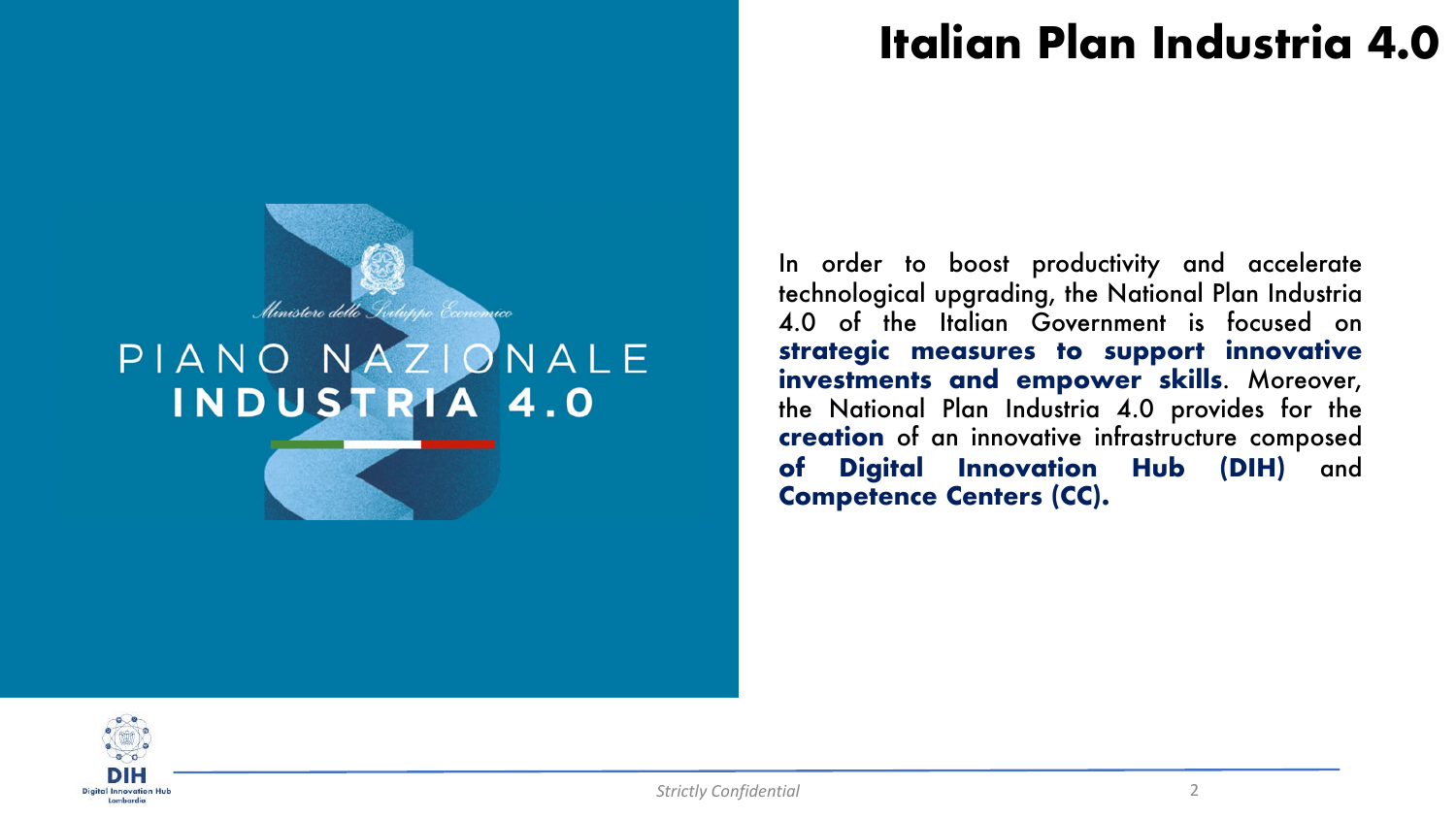# Italian Plan Industria 4.0

Ministero dello Sviluppo Economico

PIANO NAZIONALE
**INDUSTRIA 4.0**

In order to boost productivity and accelerate technological upgrading, the National Plan Industria 4.0 of the Italian Government is focused on **strategic measures to support innovative investments and empower skills**. Moreover, the National Plan Industria 4.0 provides for the **creation** of an innovative infrastructure composed **of Digital Innovation Hub (DIH)** and **Competence Centers (CC).**

*Strictly Confidential*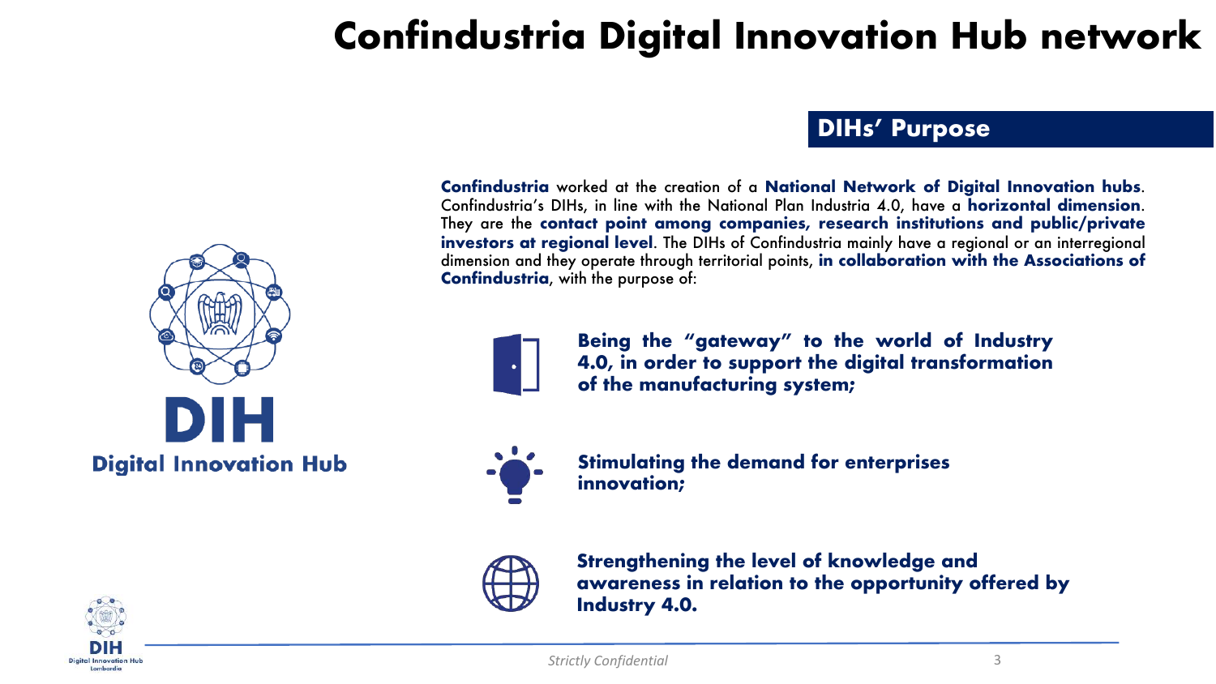# Confindustria Digital Innovation Hub network

DIH
**Digital Innovation Hub**

## DIHs' Purpose

**Confindustria** worked at the creation of a **National Network of Digital Innovation hubs**. Confindustria's DIHs, in line with the National Plan Industria 4.0, have a **horizontal dimension**. They are the **contact point among companies, research institutions and public/private investors at regional level**. The DIHs of Confindustria mainly have a regional or an interregional dimension and they operate through territorial points, **in collaboration with the Associations of Confindustria**, with the purpose of:

- **Being the "gateway" to the world of Industry 4.0, in order to support the digital transformation of the manufacturing system;**
- **Stimulating the demand for enterprises innovation;**
- **Strengthening the level of knowledge and awareness in relation to the opportunity offered by Industry 4.0.**

*Strictly Confidential*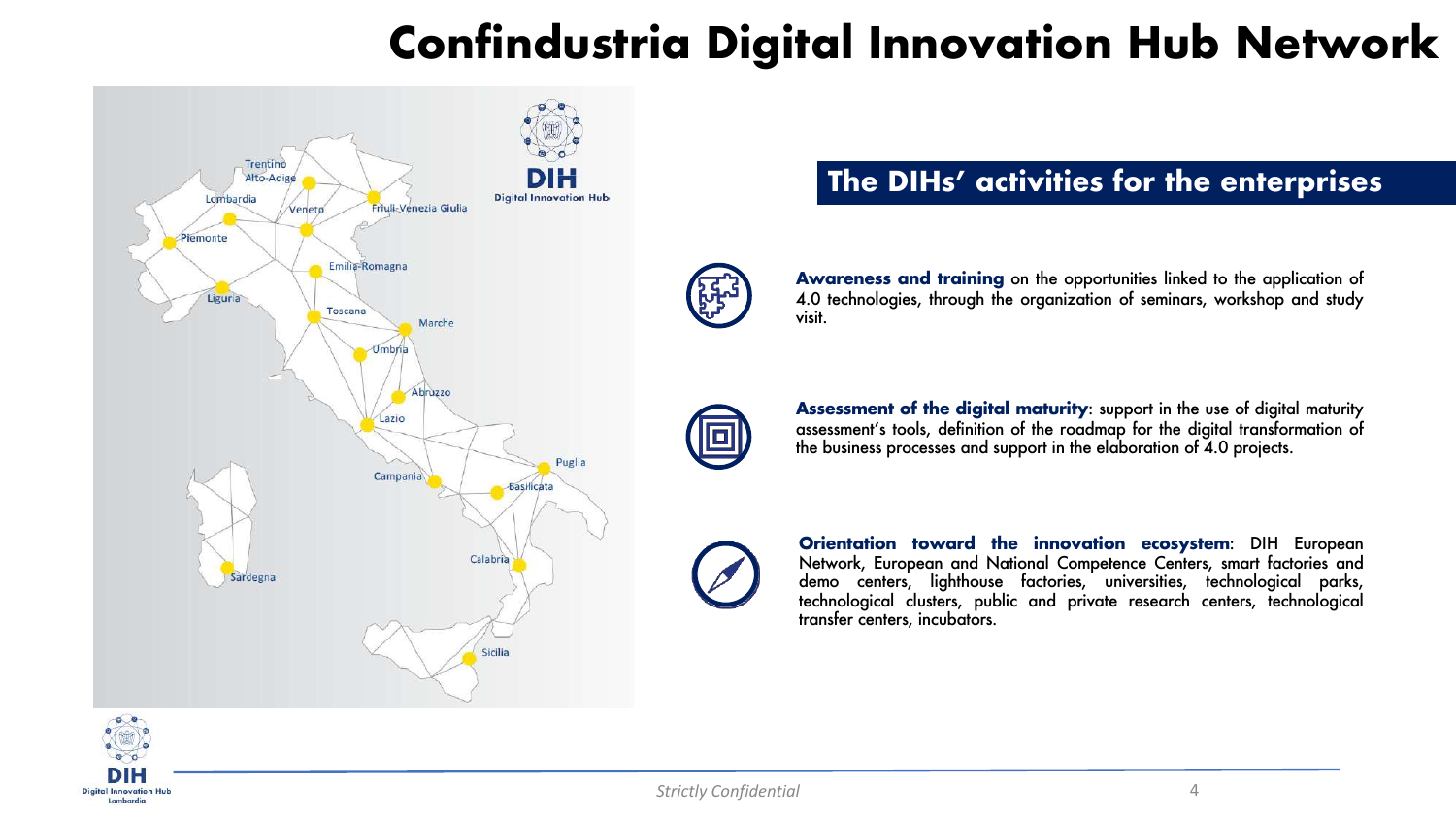# Confindustria Digital Innovation Hub Network

## The DIHs' activities for the enterprises

**Awareness and training** on the opportunities linked to the application of 4.0 technologies, through the organization of seminars, workshop and study visit.

**Assessment of the digital maturity**: support in the use of digital maturity assessment's tools, definition of the roadmap for the digital transformation of the business processes and support in the elaboration of 4.0 projects.

**Orientation toward the innovation ecosystem**: DIH European Network, European and National Competence Centers, smart factories and demo centers, lighthouse factories, universities, technological parks, technological clusters, public and private research centers, technological transfer centers, incubators.

*Strictly Confidential*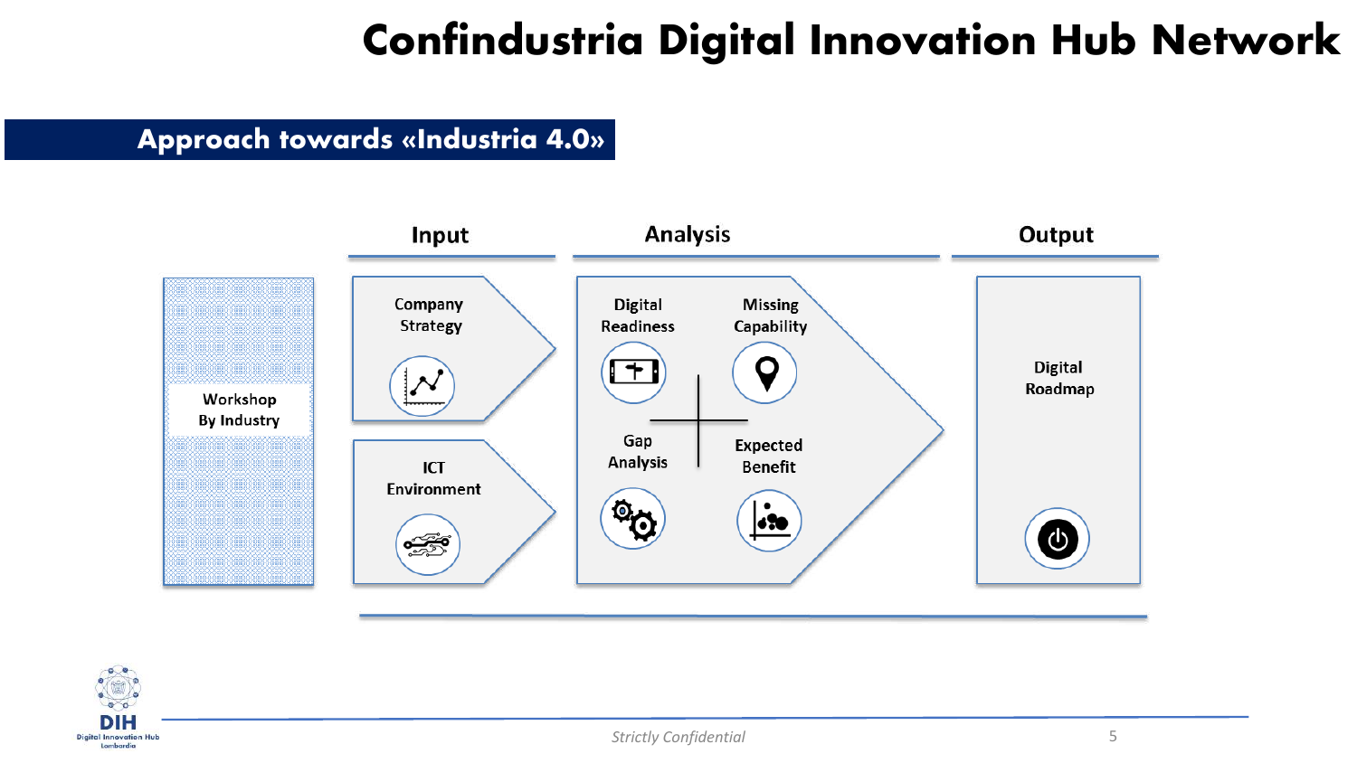# Confindustria Digital Innovation Hub Network

## Approach towards «Industria 4.0»

**Input**

- Workshop By Industry
- Company Strategy
- ICT Environment

**Analysis**

- Digital Readiness
- Missing Capability
- Gap Analysis
- Expected Benefit

**Output**

- Digital Roadmap

*Strictly Confidential*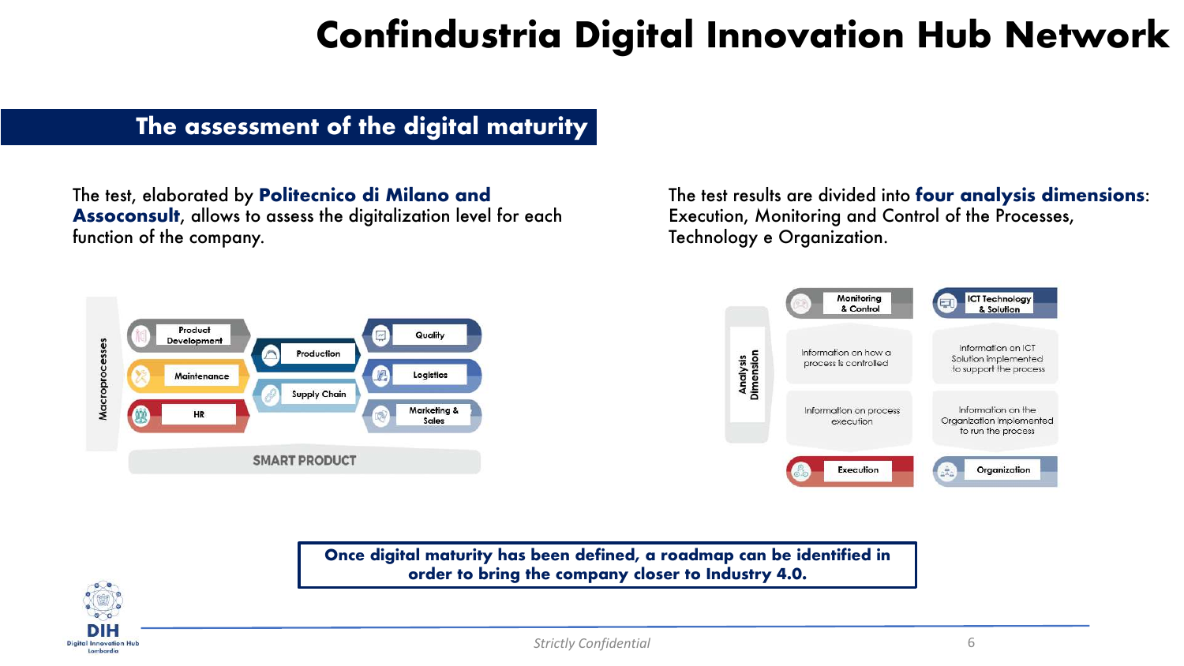# Confindustria Digital Innovation Hub Network

## The assessment of the digital maturity

The test, elaborated by **Politecnico di Milano and Assoconsult**, allows to assess the digitalization level for each function of the company.

The test results are divided into **four analysis dimensions**: Execution, Monitoring and Control of the Processes, Technology e Organization.

Macroprocesses

- Product Development
- Maintenance
- HR
- Production
- Supply Chain
- Quality
- Logistics
- Marketing & Sales

SMART PRODUCT

Analysis Dimension

| Monitoring & Control | ICT Technology & Solution |
| --- | --- |
| Information on how a process is controlled | Information on ICT Solution implemented to support the process |
| Information on process execution | Information on the Organization implemented to run the process |
| Execution | Organization |

**Once digital maturity has been defined, a roadmap can be identified in order to bring the company closer to Industry 4.0.**

DIH Digital Innovation Hub Lombardia

*Strictly Confidential*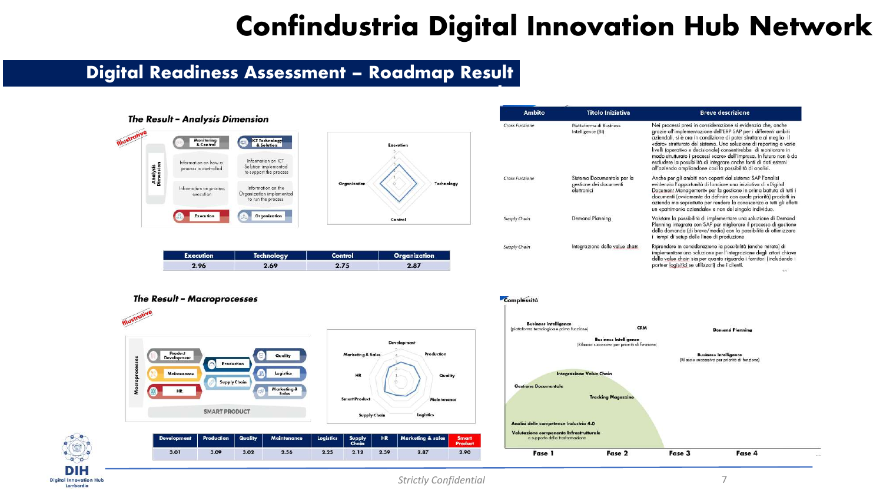# Confindustria Digital Innovation Hub Network

## Digital Readiness Assessment – Roadmap Result

### The Result – Analysis Dimension

*Illustrative*

Analysis Dimension

- Monitoring & Control — Information on how a process is controlled
- ICT Technology & Solutions — Information on ICT Solution implemented to support the process
- Execution — Information on process execution
- Organization — Information on the Organization implemented to run the process

| Execution | Technology | Control | Organization |
|---|---|---|---|
| 2.96 | 2.69 | 2.75 | 2.87 |

### The Result – Macroprocesses

*Illustrative*

Macroprocesses: Product Development, Production, Quality, Maintenance, Supply Chain, Logistics, HR, Marketing & Sales, SMART PRODUCT

| Development | Production | Quality | Maintenance | Logistics | Supply Chain | HR | Marketing & sales | Smart Product |
|---|---|---|---|---|---|---|---|---|
| 3.01 | 3.09 | 3.02 | 2.56 | 2.25 | 2.12 | 2.39 | 2.87 | 2.90 |

| Ambito | Titolo Iniziativa | Breve descrizione |
|---|---|---|
| Cross Funzione | Piattaforma di Business Intelligence (BI) | Nei processi presi in considerazione si evidenzia che, anche grazie all'implementazione dell'ERP SAP per i differenti ambiti aziendali, si è ora in condizione di poter strutturare al meglio il «dato» strutturato del sistema. Una soluzione di reporting a vari livelli (operativo e decisionale) consentirebbe di monitorare in modo strutturato i processi «core» dell'impresa. In futuro non è da escludere la possibilità di integrare anche fonti di dati esterni all'azienda ampliandone così la possibilità di analisi. |
| Cross Funzione | Sistema Documentale per la gestione dei documenti elettronici | Anche per gli ambiti non coperti dal sistema SAP l'analisi evidenzia l'opportunità di lanciare una iniziativa di «Digital Document Management» per la gestione in prima battuta di tutti i documenti (ovviamente da definire con quale priorità) prodotti in azienda ma soprattutto per rendere la conoscenza a tutti gli effetti un «patrimonio aziendale» e non del singolo individuo. |
| Supply Chain | Demand Planning | Valutare la possibilità di implementare una soluzione di Demand Planning integrata con SAP per migliorare il processo di gestione della domanda (di breve/medio) con la possibilità di ottimizzare i tempi di setup delle linee di produzione |
| Supply Chain | Integrazione della value chain | Riprendere in considerazione la possibilità (anche mirata) di implementare una soluzione per l'integrazione degli attori chiave della value chain sia per quanto riguarda i fornitori (includendo i partner logistici se utilizzati) che i clienti. |

### Complessità

- Business Intelligence (piattaforma tecnologica e prima funzione)
- CRM
- Demand Planning
- Business Intelligence (Rilascio successivo per priorità di funzione)
- Business Intelligence (Rilascio successivo per priorità di funzione)
- Integrazione Value Chain
- Gestione Documentale
- Tracking Magazzino
- Analisi delle competenze Industria 4.0
- Valutazione componente Infrastrutturale a supporto della trasformazione

Fase 1 — Fase 2 — Fase 3 — Fase 4

DIH Digital Innovation Hub Lombardia

Strictly Confidential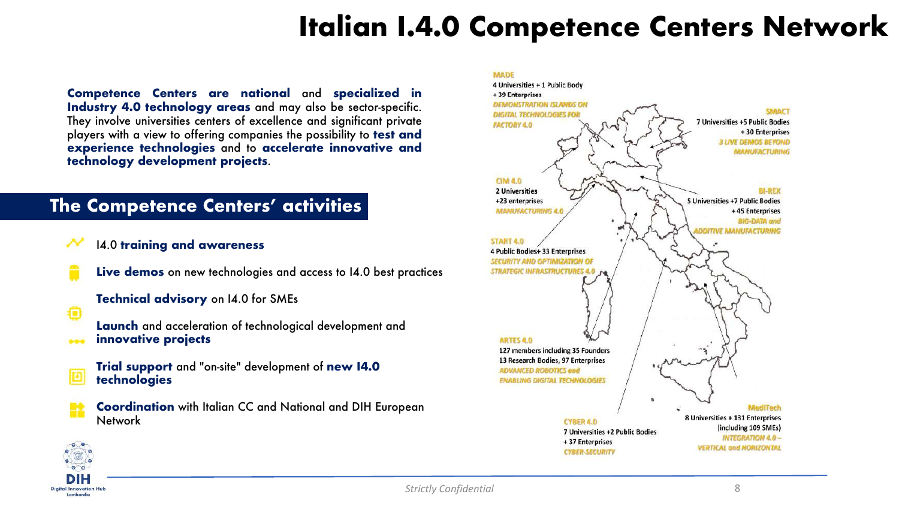# Italian I.4.0 Competence Centers Network

**Competence Centers are national** and **specialized in Industry 4.0 technology areas** and may also be sector-specific. They involve universities centers of excellence and significant private players with a view to offering companies the possibility to **test and experience technologies** and to **accelerate innovative and technology development projects**.

## The Competence Centers' activities

- I4.0 **training and awareness**
- **Live demos** on new technologies and access to I4.0 best practices
- **Technical advisory** on I4.0 for SMEs
- **Launch** and acceleration of technological development and **innovative projects**
- **Trial support** and "on-site" development of **new I4.0 technologies**
- **Coordination** with Italian CC and National and DIH European Network

**MADE**
4 Universities + 1 Public Body
+ 39 Enterprises
*DEMONSTRATION ISLANDS ON DIGITAL TECHNOLOGIES FOR FACTORY 4.0*

**SMACT**
7 Universities +5 Public Bodies
+ 30 Enterprises
*3 LIVE DEMOS BEYOND MANUFACTURING*

**CIM 4.0**
2 Universities
+23 enterprises
*MANUFACTURING 4.0*

**BI-REX**
5 Universities +7 Public Bodies
+ 45 Enterprises
*BIG-DATA and ADDITIVE MANUFACTURING*

**START 4.0**
4 Public Bodies+ 33 Enterprises
*SECURITY AND OPTIMIZATION OF STRATEGIC INFRASTRUCTURES 4.0*

**ARTES 4.0**
127 members including 35 Founders
13 Research Bodies, 97 Enterprises
*ADVANCED ROBOTICS and ENABLING DIGITAL TECHNOLOGIES*

**MediTech**
8 Universities + 131 Enterprises
(including 109 SMEs)
*INTEGRATION 4.0 – VERTICAL and HORIZONTAL*

**CYBER 4.0**
7 Universities +2 Public Bodies
+ 37 Enterprises
*CYBER-SECURITY*

DIH Digital Innovation Hub Lombardia

*Strictly Confidential*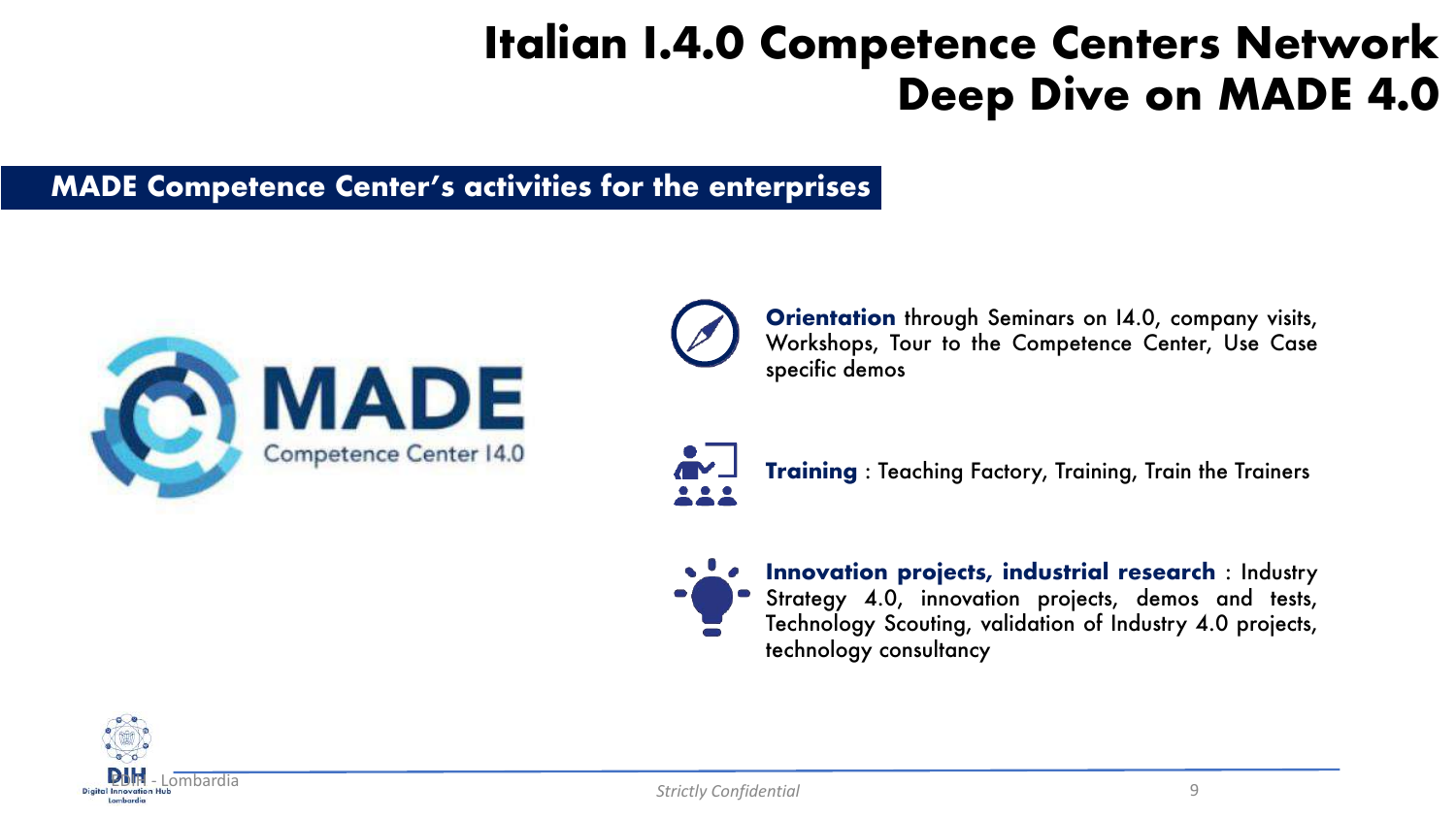# Italian I.4.0 Competence Centers Network
# Deep Dive on MADE 4.0

## MADE Competence Center's activities for the enterprises

MADE
Competence Center I4.0

**Orientation** through Seminars on I4.0, company visits, Workshops, Tour to the Competence Center, Use Case specific demos

**Training** : Teaching Factory, Training, Train the Trainers

**Innovation projects, industrial research** : Industry Strategy 4.0, innovation projects, demos and tests, Technology Scouting, validation of Industry 4.0 projects, technology consultancy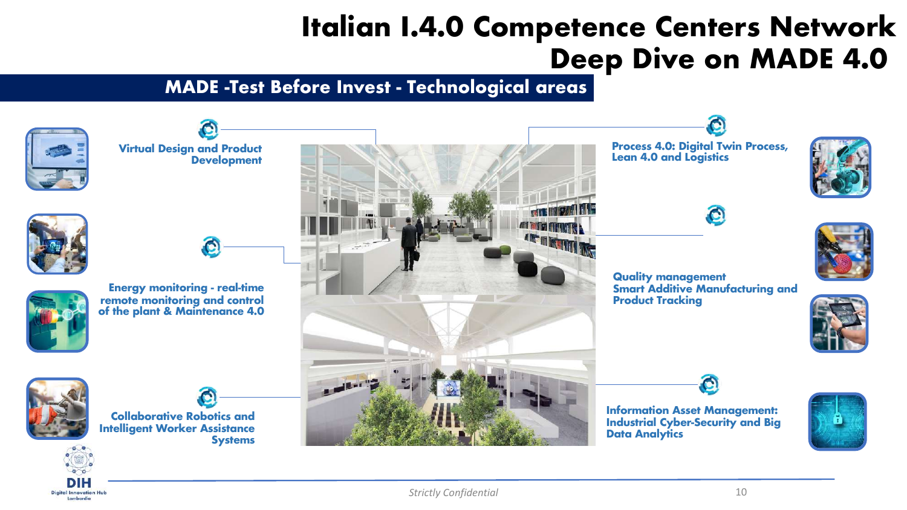# Italian I.4.0 Competence Centers Network
# Deep Dive on MADE 4.0

## MADE -Test Before Invest - Technological areas

**Virtual Design and Product Development**

**Energy monitoring - real-time remote monitoring and control of the plant & Maintenance 4.0**

**Collaborative Robotics and Intelligent Worker Assistance Systems**

**Process 4.0: Digital Twin Process, Lean 4.0 and Logistics**

**Quality management Smart Additive Manufacturing and Product Tracking**

**Information Asset Management: Industrial Cyber-Security and Big Data Analytics**

*Strictly Confidential*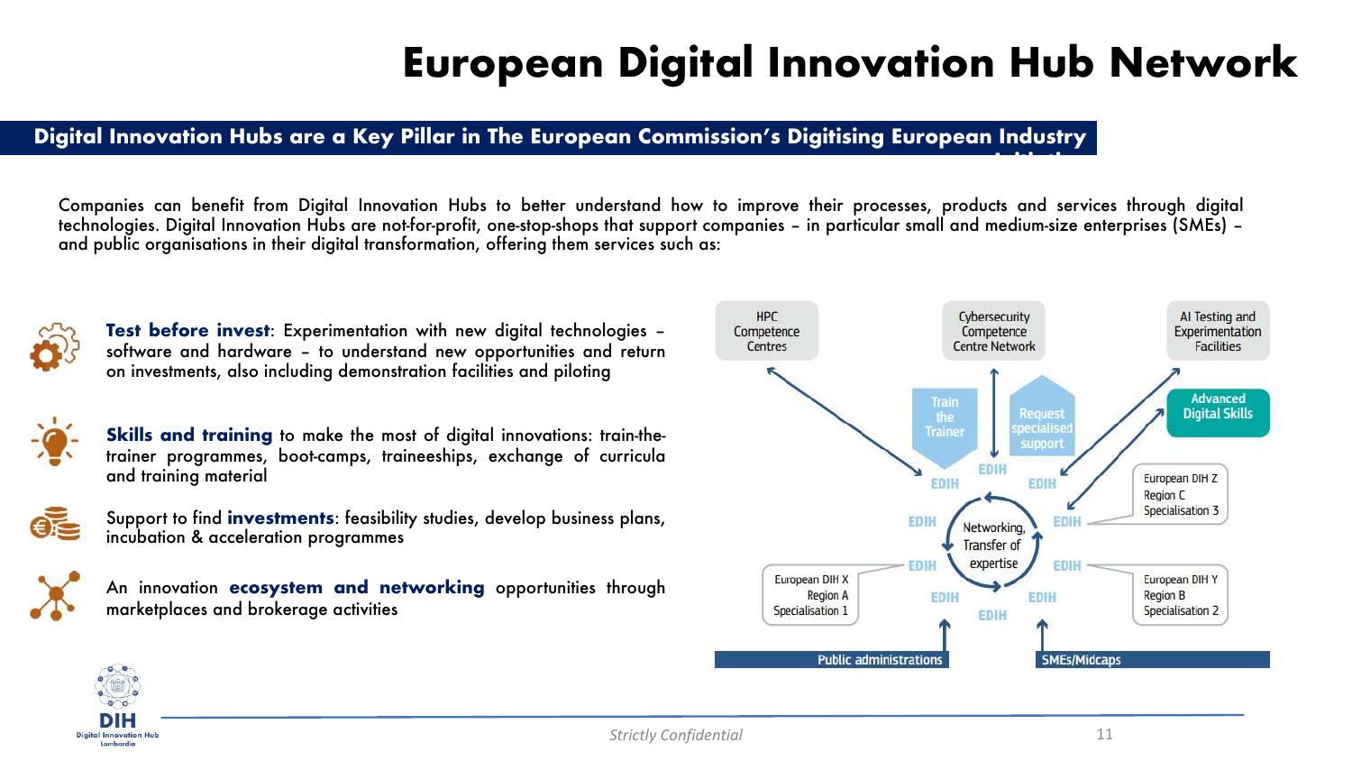# European Digital Innovation Hub Network

## Digital Innovation Hubs are a Key Pillar in The European Commission's Digitising European Industry Initiative

Companies can benefit from Digital Innovation Hubs to better understand how to improve their processes, products and services through digital technologies. Digital Innovation Hubs are not-for-profit, one-stop-shops that support companies – in particular small and medium-size enterprises (SMEs) – and public organisations in their digital transformation, offering them services such as:

- **Test before invest**: Experimentation with new digital technologies – software and hardware – to understand new opportunities and return on investments, also including demonstration facilities and piloting
- **Skills and training** to make the most of digital innovations: train-the-trainer programmes, boot-camps, traineeships, exchange of curricula and training material
- Support to find **investments**: feasibility studies, develop business plans, incubation & acceleration programmes
- An innovation **ecosystem and networking** opportunities through marketplaces and brokerage activities

HPC Competence Centres | Cybersecurity Competence Centre Network | AI Testing and Experimentation Facilities | Advanced Digital Skills

Train the Trainer | Request specialised support

EDIH | EDIH | EDIH | EDIH | EDIH | EDIH | EDIH | EDIH | EDIH | EDIH

Networking, Transfer of expertise

European DIH X Region A Specialisation 1

European DIH Z Region C Specialisation 3

European DIH Y Region B Specialisation 2

Public administrations | SMEs/Midcaps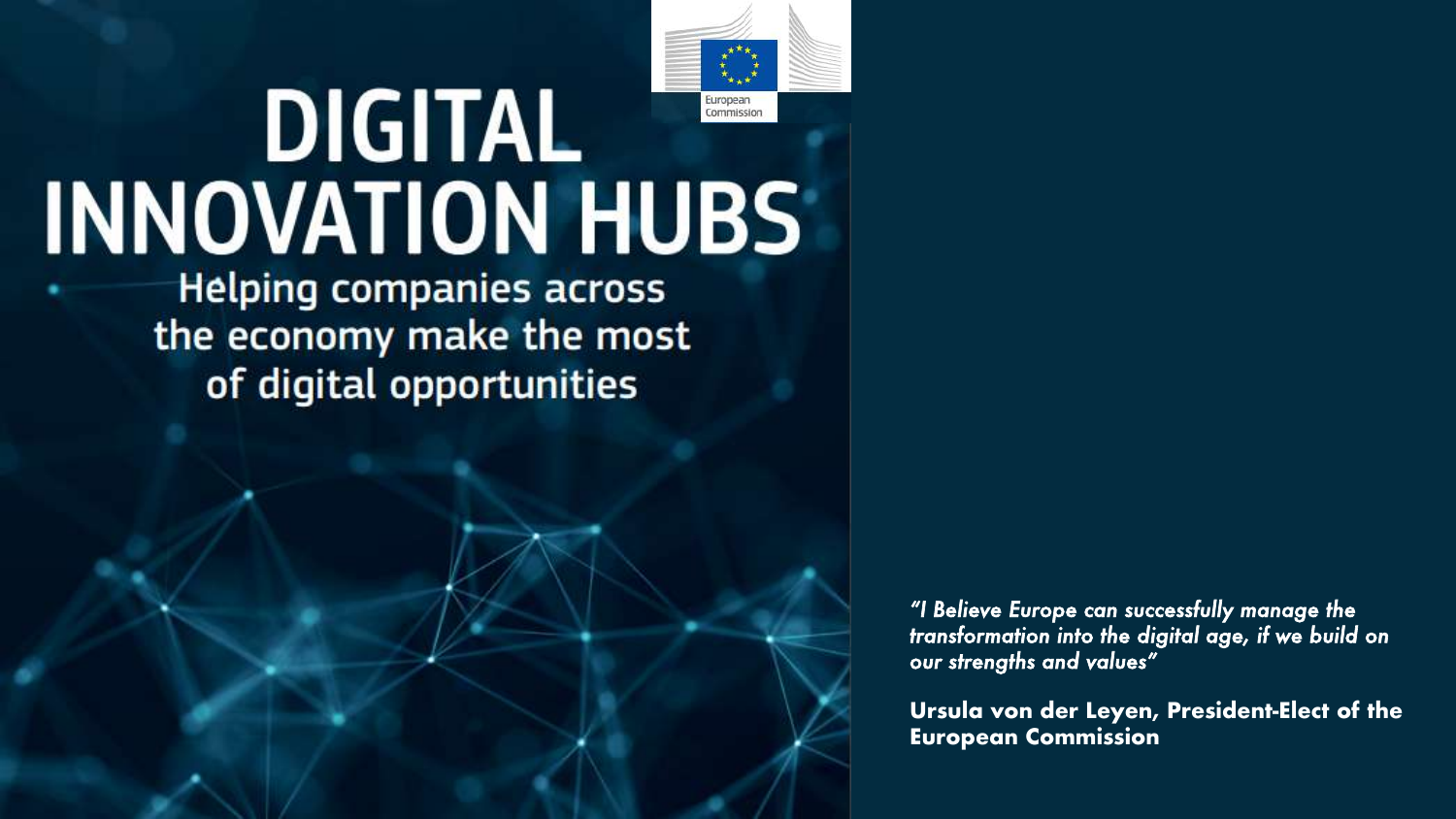European Commission

# DIGITAL INNOVATION HUBS

Helping companies across the economy make the most of digital opportunities

*"I Believe Europe can successfully manage the transformation into the digital age, if we build on our strengths and values"*

**Ursula von der Leyen, President-Elect of the European Commission**